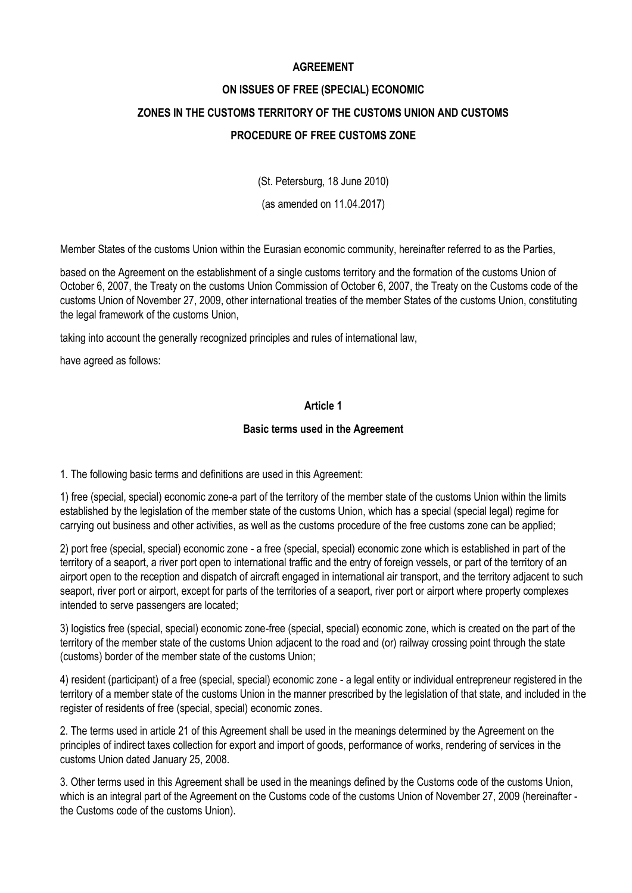# AGREEMENT

# ON ISSUES OF FREE (SPECIAL) ECONOMIC ZONES IN THE CUSTOMS TERRITORY OF THE CUSTOMS UNION AND CUSTOMS PROCEDURE OF FREE CUSTOMS ZONE

(St. Petersburg, 18 June 2010)

(as amended on 11.04.2017)

Member States of the customs Union within the Eurasian economic community, hereinafter referred to as the Parties,

based on the Agreement on the establishment of a single customs territory and the formation of the customs Union of October 6, 2007, the Treaty on the customs Union Commission of October 6, 2007, the Treaty on the Customs code of the customs Union of November 27, 2009, other international treaties of the member States of the customs Union, constituting the legal framework of the customs Union,

taking into account the generally recognized principles and rules of international law,

have agreed as follows:

## Article 1

### Basic terms used in the Agreement

1. The following basic terms and definitions are used in this Agreement:

1) free (special, special) economic zone-a part of the territory of the member state of the customs Union within the limits established by the legislation of the member state of the customs Union, which has a special (special legal) regime for carrying out business and other activities, as well as the customs procedure of the free customs zone can be applied;

2) port free (special, special) economic zone - a free (special, special) economic zone which is established in part of the territory of a seaport, a river port open to international traffic and the entry of foreign vessels, or part of the territory of an airport open to the reception and dispatch of aircraft engaged in international air transport, and the territory adjacent to such seaport, river port or airport, except for parts of the territories of a seaport, river port or airport where property complexes intended to serve passengers are located;

3) logistics free (special, special) economic zone-free (special, special) economic zone, which is created on the part of the territory of the member state of the customs Union adjacent to the road and (or) railway crossing point through the state (customs) border of the member state of the customs Union;

4) resident (participant) of a free (special, special) economic zone - a legal entity or individual entrepreneur registered in the territory of a member state of the customs Union in the manner prescribed by the legislation of that state, and included in the register of residents of free (special, special) economic zones.

2. The terms used in article 21 of this Agreement shall be used in the meanings determined by the Agreement on the principles of indirect taxes collection for export and import of goods, performance of works, rendering of services in the customs Union dated January 25, 2008.

3. Other terms used in this Agreement shall be used in the meanings defined by the Customs code of the customs Union, which is an integral part of the Agreement on the Customs code of the customs Union of November 27, 2009 (hereinafter - the Customs code of the customs Union).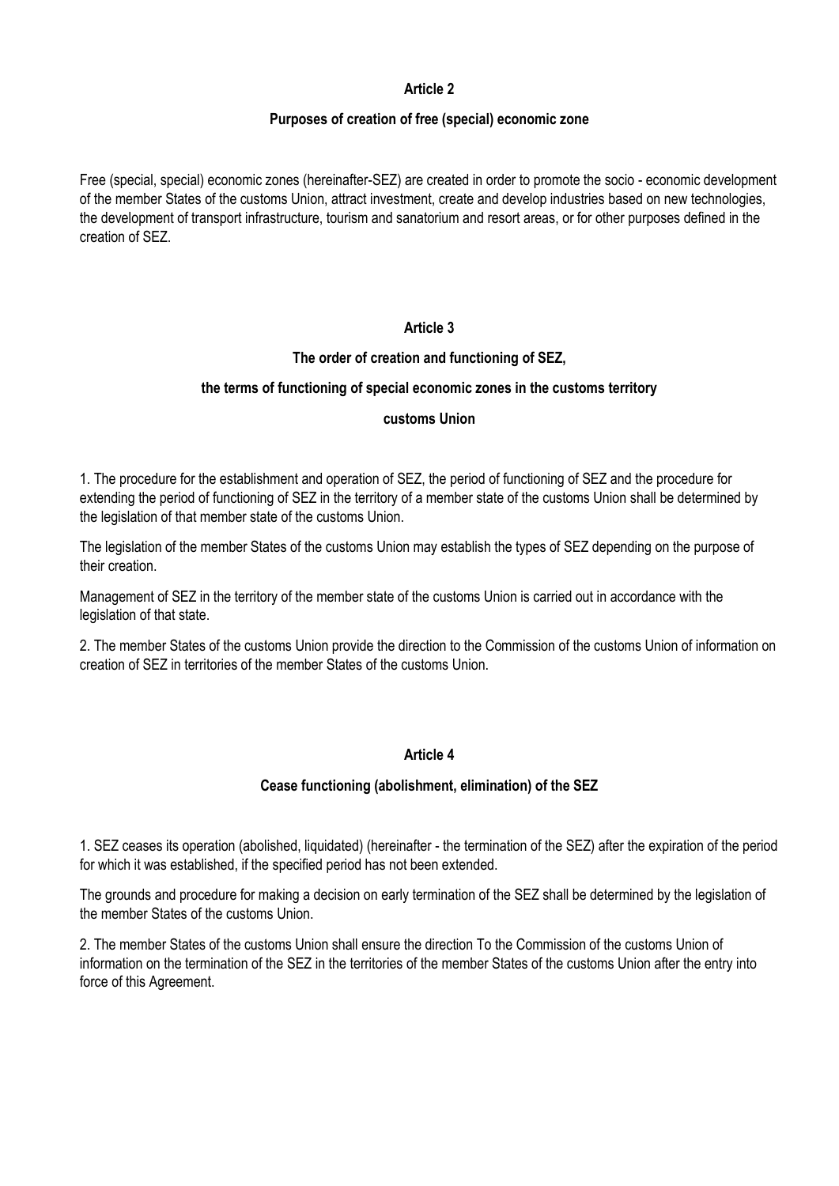## Article 2

### Purposes of creation of free (special) economic zone

Free (special, special) economic zones (hereinafter-SEZ) are created in order to promote the socio - economic development of the member States of the customs Union, attract investment, create and develop industries based on new technologies, the development of transport infrastructure, tourism and sanatorium and resort areas, or for other purposes defined in the creation of SEZ.

## Article 3

### The order of creation and functioning of SEZ, the terms of functioning of special economic zones in the customs territory customs Union

1. The procedure for the establishment and operation of SEZ, the period of functioning of SEZ and the procedure for extending the period of functioning of SEZ in the territory of a member state of the customs Union shall be determined by the legislation of that member state of the customs Union.

The legislation of the member States of the customs Union may establish the types of SEZ depending on the purpose of their creation.

Management of SEZ in the territory of the member state of the customs Union is carried out in accordance with the legislation of that state.

2. The member States of the customs Union provide the direction to the Commission of the customs Union of information on creation of SEZ in territories of the member States of the customs Union.

## Article 4

### Cease functioning (abolishment, elimination) of the SEZ

1. SEZ ceases its operation (abolished, liquidated) (hereinafter - the termination of the SEZ) after the expiration of the period for which it was established, if the specified period has not been extended.

The grounds and procedure for making a decision on early termination of the SEZ shall be determined by the legislation of the member States of the customs Union.

2. The member States of the customs Union shall ensure the direction To the Commission of the customs Union of information on the termination of the SEZ in the territories of the member States of the customs Union after the entry into force of this Agreement.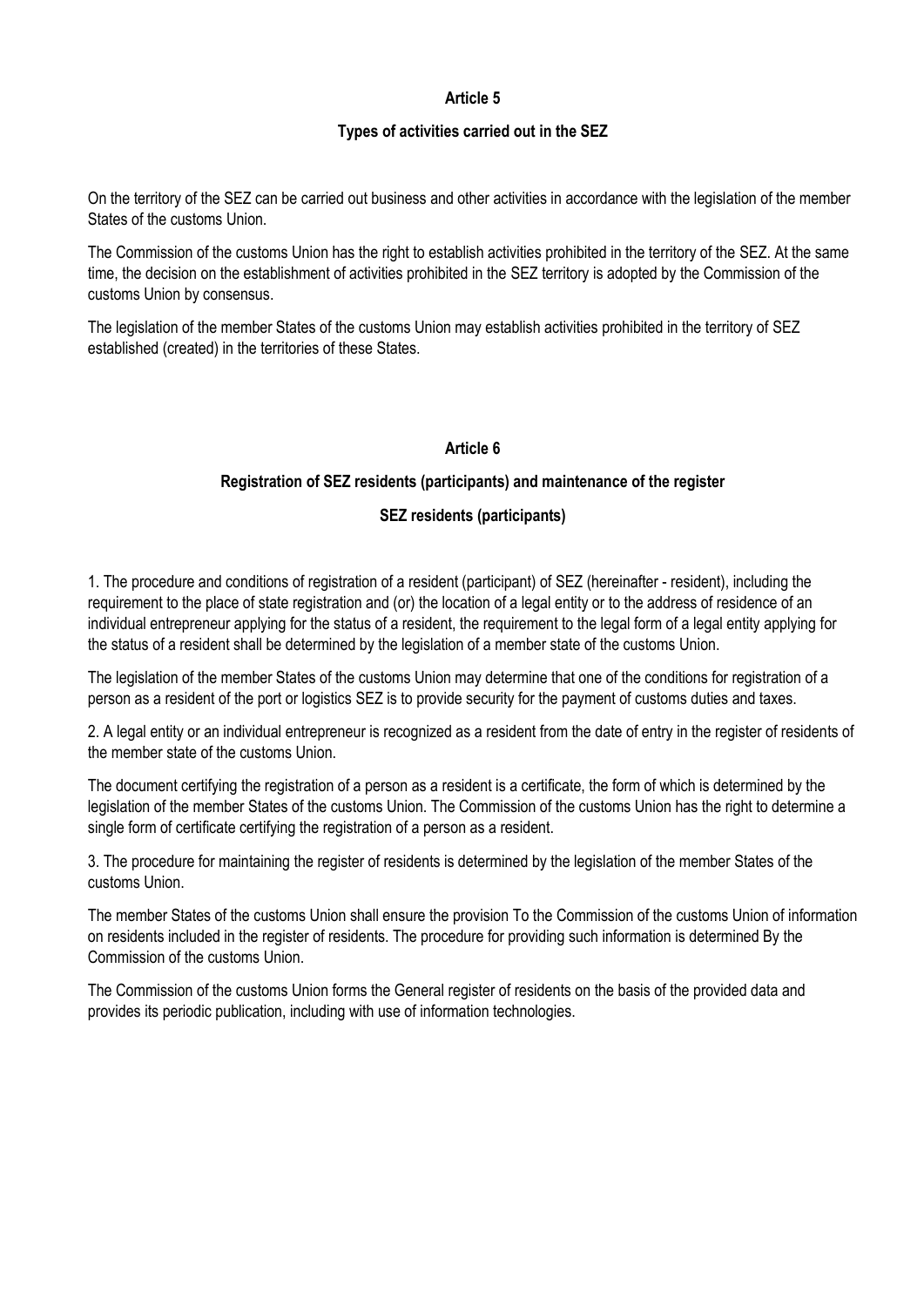## Article 5

### Types of activities carried out in the SEZ

On the territory of the SEZ can be carried out business and other activities in accordance with the legislation of the member States of the customs Union.

The Commission of the customs Union has the right to establish activities prohibited in the territory of the SEZ. At the same time, the decision on the establishment of activities prohibited in the SEZ territory is adopted by the Commission of the customs Union by consensus.

The legislation of the member States of the customs Union may establish activities prohibited in the territory of SEZ established (created) in the territories of these States.

## Article 6

### Registration of SEZ residents (participants) and maintenance of the register

### SEZ residents (participants)

1. The procedure and conditions of registration of a resident (participant) of SEZ (hereinafter - resident), including the requirement to the place of state registration and (or) the location of a legal entity or to the address of residence of an individual entrepreneur applying for the status of a resident, the requirement to the legal form of a legal entity applying for the status of a resident shall be determined by the legislation of a member state of the customs Union.

The legislation of the member States of the customs Union may determine that one of the conditions for registration of a person as a resident of the port or logistics SEZ is to provide security for the payment of customs duties and taxes.

2. A legal entity or an individual entrepreneur is recognized as a resident from the date of entry in the register of residents of the member state of the customs Union.

The document certifying the registration of a person as a resident is a certificate, the form of which is determined by the legislation of the member States of the customs Union. The Commission of the customs Union has the right to determine a single form of certificate certifying the registration of a person as a resident.

3. The procedure for maintaining the register of residents is determined by the legislation of the member States of the customs Union.

The member States of the customs Union shall ensure the provision To the Commission of the customs Union of information on residents included in the register of residents. The procedure for providing such information is determined By the Commission of the customs Union.

The Commission of the customs Union forms the General register of residents on the basis of the provided data and provides its periodic publication, including with use of information technologies.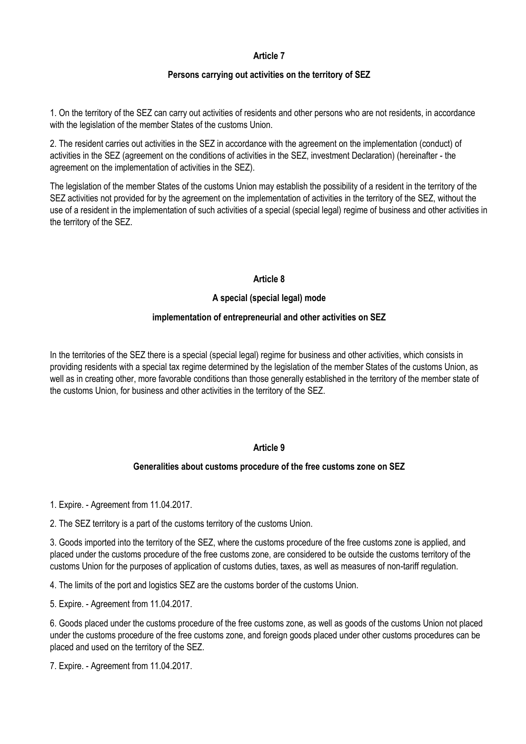## Article 7

### Persons carrying out activities on the territory of SEZ

1. On the territory of the SEZ can carry out activities of residents and other persons who are not residents, in accordance with the legislation of the member States of the customs Union.

2. The resident carries out activities in the SEZ in accordance with the agreement on the implementation (conduct) of activities in the SEZ (agreement on the conditions of activities in the SEZ, investment Declaration) (hereinafter - the agreement on the implementation of activities in the SEZ).

The legislation of the member States of the customs Union may establish the possibility of a resident in the territory of the SEZ activities not provided for by the agreement on the implementation of activities in the territory of the SEZ, without the use of a resident in the implementation of such activities of a special (special legal) regime of business and other activities in the territory of the SEZ.

## Article 8

### A special (special legal) mode

### implementation of entrepreneurial and other activities on SEZ

In the territories of the SEZ there is a special (special legal) regime for business and other activities, which consists in providing residents with a special tax regime determined by the legislation of the member States of the customs Union, as well as in creating other, more favorable conditions than those generally established in the territory of the member state of the customs Union, for business and other activities in the territory of the SEZ.

## Article 9

### Generalities about customs procedure of the free customs zone on SEZ

1. Expire. - Agreement from 11.04.2017.

2. The SEZ territory is a part of the customs territory of the customs Union.

3. Goods imported into the territory of the SEZ, where the customs procedure of the free customs zone is applied, and placed under the customs procedure of the free customs zone, are considered to be outside the customs territory of the customs Union for the purposes of application of customs duties, taxes, as well as measures of non-tariff regulation.

4. The limits of the port and logistics SEZ are the customs border of the customs Union.

5. Expire. - Agreement from 11.04.2017.

6. Goods placed under the customs procedure of the free customs zone, as well as goods of the customs Union not placed under the customs procedure of the free customs zone, and foreign goods placed under other customs procedures can be placed and used on the territory of the SEZ.

7. Expire. - Agreement from 11.04.2017.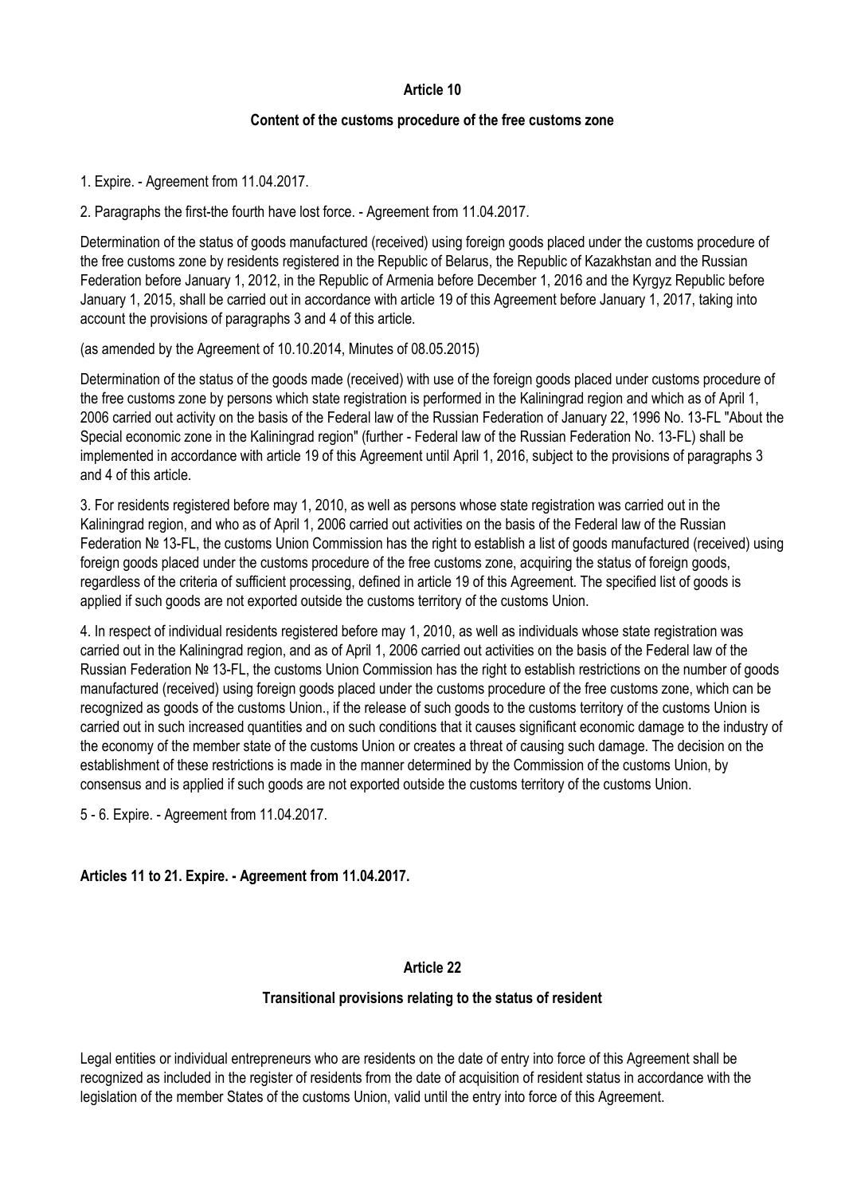### Article 10

### Content of the customs procedure of the free customs zone

1. Expire. - Agreement from 11.04.2017.

2. Paragraphs the first-the fourth have lost force. - Agreement from 11.04.2017.

Determination of the status of goods manufactured (received) using foreign goods placed under the customs procedure of the free customs zone by residents registered in the Republic of Belarus, the Republic of Kazakhstan and the Russian Federation before January 1, 2012, in the Republic of Armenia before December 1, 2016 and the Kyrgyz Republic before January 1, 2015, shall be carried out in accordance with article 19 of this Agreement before January 1, 2017, taking into account the provisions of paragraphs 3 and 4 of this article.

(as amended by the Agreement of 10.10.2014, Minutes of 08.05.2015)

Determination of the status of the goods made (received) with use of the foreign goods placed under customs procedure of the free customs zone by persons which state registration is performed in the Kaliningrad region and which as of April 1, 2006 carried out activity on the basis of the Federal law of the Russian Federation of January 22, 1996 No. 13-FL "About the Special economic zone in the Kaliningrad region" (further - Federal law of the Russian Federation No. 13-FL) shall be implemented in accordance with article 19 of this Agreement until April 1, 2016, subject to the provisions of paragraphs 3 and 4 of this article.

3. For residents registered before may 1, 2010, as well as persons whose state registration was carried out in the Kaliningrad region, and who as of April 1, 2006 carried out activities on the basis of the Federal law of the Russian Federation № 13-FL, the customs Union Commission has the right to establish a list of goods manufactured (received) using foreign goods placed under the customs procedure of the free customs zone, acquiring the status of foreign goods, regardless of the criteria of sufficient processing, defined in article 19 of this Agreement. The specified list of goods is applied if such goods are not exported outside the customs territory of the customs Union.

4. In respect of individual residents registered before may 1, 2010, as well as individuals whose state registration was carried out in the Kaliningrad region, and as of April 1, 2006 carried out activities on the basis of the Federal law of the Russian Federation № 13-FL, the customs Union Commission has the right to establish restrictions on the number of goods manufactured (received) using foreign goods placed under the customs procedure of the free customs zone, which can be recognized as goods of the customs Union., if the release of such goods to the customs territory of the customs Union is carried out in such increased quantities and on such conditions that it causes significant economic damage to the industry of the economy of the member state of the customs Union or creates a threat of causing such damage. The decision on the establishment of these restrictions is made in the manner determined by the Commission of the customs Union, by consensus and is applied if such goods are not exported outside the customs territory of the customs Union.

5 - 6. Expire. - Agreement from 11.04.2017.

**Articles 11 to 21. Expire. - Agreement from 11.04.2017.**

### Article 22

### Transitional provisions relating to the status of resident

Legal entities or individual entrepreneurs who are residents on the date of entry into force of this Agreement shall be recognized as included in the register of residents from the date of acquisition of resident status in accordance with the legislation of the member States of the customs Union, valid until the entry into force of this Agreement.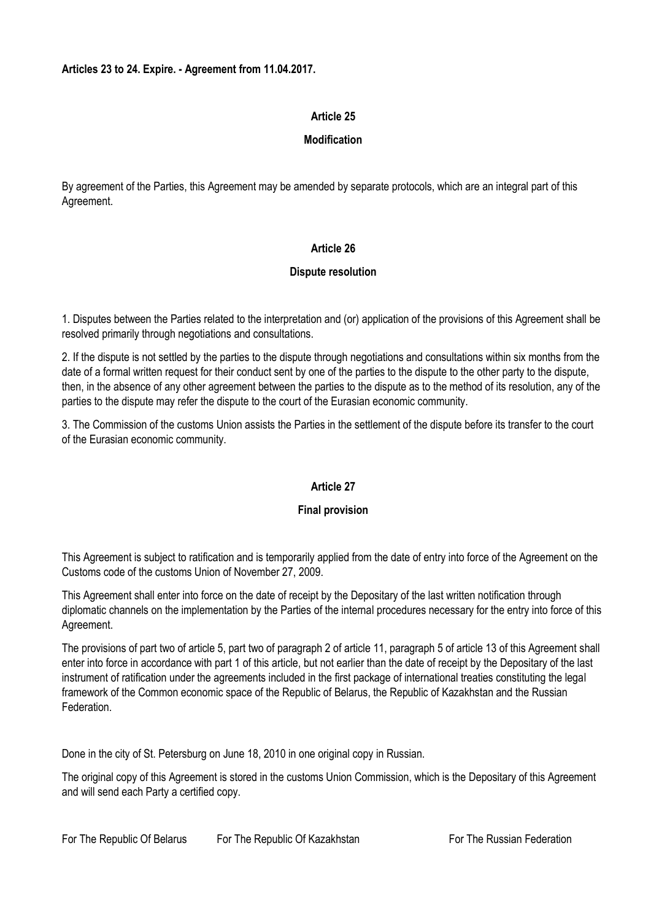**Articles 23 to 24. Expire. - Agreement from 11.04.2017.**

### Article 25

### Modification

By agreement of the Parties, this Agreement may be amended by separate protocols, which are an integral part of this Agreement.

### Article 26

### Dispute resolution

1. Disputes between the Parties related to the interpretation and (or) application of the provisions of this Agreement shall be resolved primarily through negotiations and consultations.

2. If the dispute is not settled by the parties to the dispute through negotiations and consultations within six months from the date of a formal written request for their conduct sent by one of the parties to the dispute to the other party to the dispute, then, in the absence of any other agreement between the parties to the dispute as to the method of its resolution, any of the parties to the dispute may refer the dispute to the court of the Eurasian economic community.

3. The Commission of the customs Union assists the Parties in the settlement of the dispute before its transfer to the court of the Eurasian economic community.

### Article 27

### Final provision

This Agreement is subject to ratification and is temporarily applied from the date of entry into force of the Agreement on the Customs code of the customs Union of November 27, 2009.

This Agreement shall enter into force on the date of receipt by the Depositary of the last written notification through diplomatic channels on the implementation by the Parties of the internal procedures necessary for the entry into force of this Agreement.

The provisions of part two of article 5, part two of paragraph 2 of article 11, paragraph 5 of article 13 of this Agreement shall enter into force in accordance with part 1 of this article, but not earlier than the date of receipt by the Depositary of the last instrument of ratification under the agreements included in the first package of international treaties constituting the legal framework of the Common economic space of the Republic of Belarus, the Republic of Kazakhstan and the Russian Federation.

Done in the city of St. Petersburg on June 18, 2010 in one original copy in Russian.

The original copy of this Agreement is stored in the customs Union Commission, which is the Depositary of this Agreement and will send each Party a certified copy.

For The Republic Of Belarus    For The Republic Of Kazakhstan    For The Russian Federation